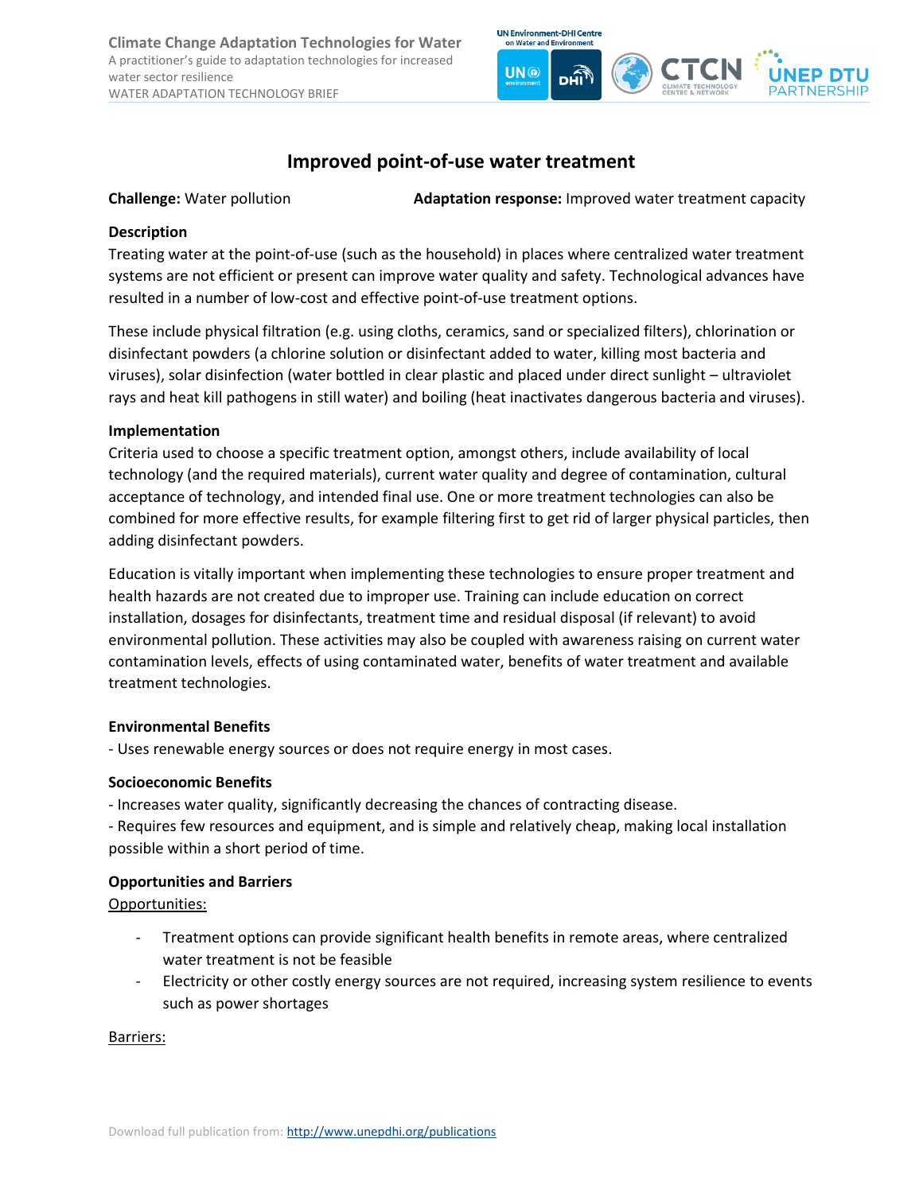# Improved point-of-use water treatment

**Challenge:** Water pollution **Adaptation response:** Improved water treatment capacity

## Description

Treating water at the point-of-use (such as the household) in places where centralized water treatment systems are not efficient or present can improve water quality and safety. Technological advances have resulted in a number of low-cost and effective point-of-use treatment options.

These include physical filtration (e.g. using cloths, ceramics, sand or specialized filters), chlorination or disinfectant powders (a chlorine solution or disinfectant added to water, killing most bacteria and viruses), solar disinfection (water bottled in clear plastic and placed under direct sunlight – ultraviolet rays and heat kill pathogens in still water) and boiling (heat inactivates dangerous bacteria and viruses).

## Implementation

Criteria used to choose a specific treatment option, amongst others, include availability of local technology (and the required materials), current water quality and degree of contamination, cultural acceptance of technology, and intended final use. One or more treatment technologies can also be combined for more effective results, for example filtering first to get rid of larger physical particles, then adding disinfectant powders.

Education is vitally important when implementing these technologies to ensure proper treatment and health hazards are not created due to improper use. Training can include education on correct installation, dosages for disinfectants, treatment time and residual disposal (if relevant) to avoid environmental pollution. These activities may also be coupled with awareness raising on current water contamination levels, effects of using contaminated water, benefits of water treatment and available treatment technologies.

## Environmental Benefits

- Uses renewable energy sources or does not require energy in most cases.

## Socioeconomic Benefits

- Increases water quality, significantly decreasing the chances of contracting disease.
- Requires few resources and equipment, and is simple and relatively cheap, making local installation possible within a short period of time.

## Opportunities and Barriers

Opportunities:

- Treatment options can provide significant health benefits in remote areas, where centralized water treatment is not be feasible
- Electricity or other costly energy sources are not required, increasing system resilience to events such as power shortages

Barriers: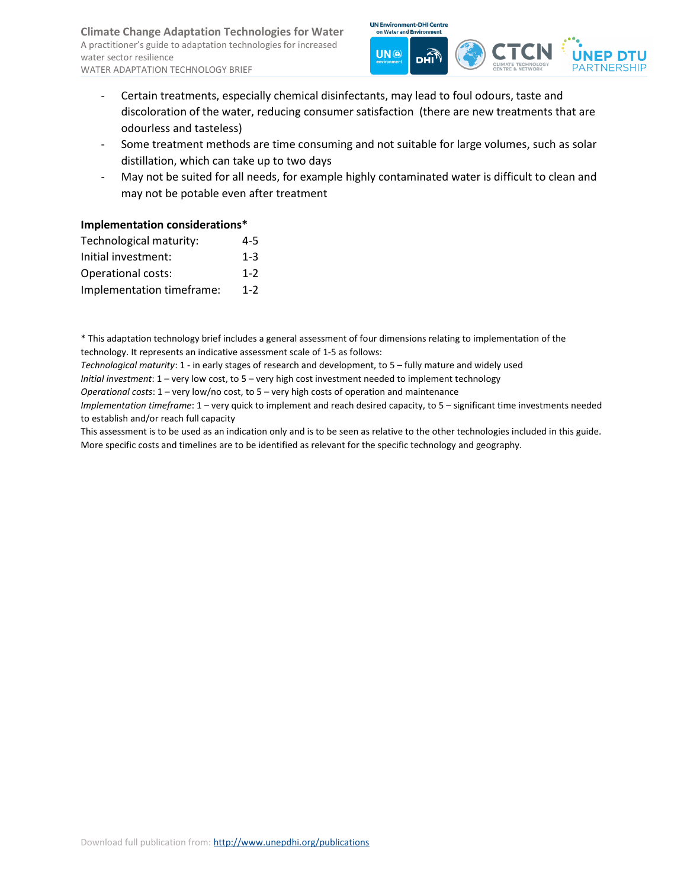- Certain treatments, especially chemical disinfectants, may lead to foul odours, taste and discoloration of the water, reducing consumer satisfaction (there are new treatments that are odourless and tasteless)
- Some treatment methods are time consuming and not suitable for large volumes, such as solar distillation, which can take up to two days
- May not be suited for all needs, for example highly contaminated water is difficult to clean and may not be potable even after treatment

**Implementation considerations***

| | |
|---|---|
| Technological maturity: | 4-5 |
| Initial investment: | 1-3 |
| Operational costs: | 1-2 |
| Implementation timeframe: | 1-2 |

* This adaptation technology brief includes a general assessment of four dimensions relating to implementation of the technology. It represents an indicative assessment scale of 1-5 as follows:
*Technological maturity*: 1 - in early stages of research and development, to 5 – fully mature and widely used
*Initial investment*: 1 – very low cost, to 5 – very high cost investment needed to implement technology
*Operational costs*: 1 – very low/no cost, to 5 – very high costs of operation and maintenance
*Implementation timeframe*: 1 – very quick to implement and reach desired capacity, to 5 – significant time investments needed to establish and/or reach full capacity
This assessment is to be used as an indication only and is to be seen as relative to the other technologies included in this guide. More specific costs and timelines are to be identified as relevant for the specific technology and geography.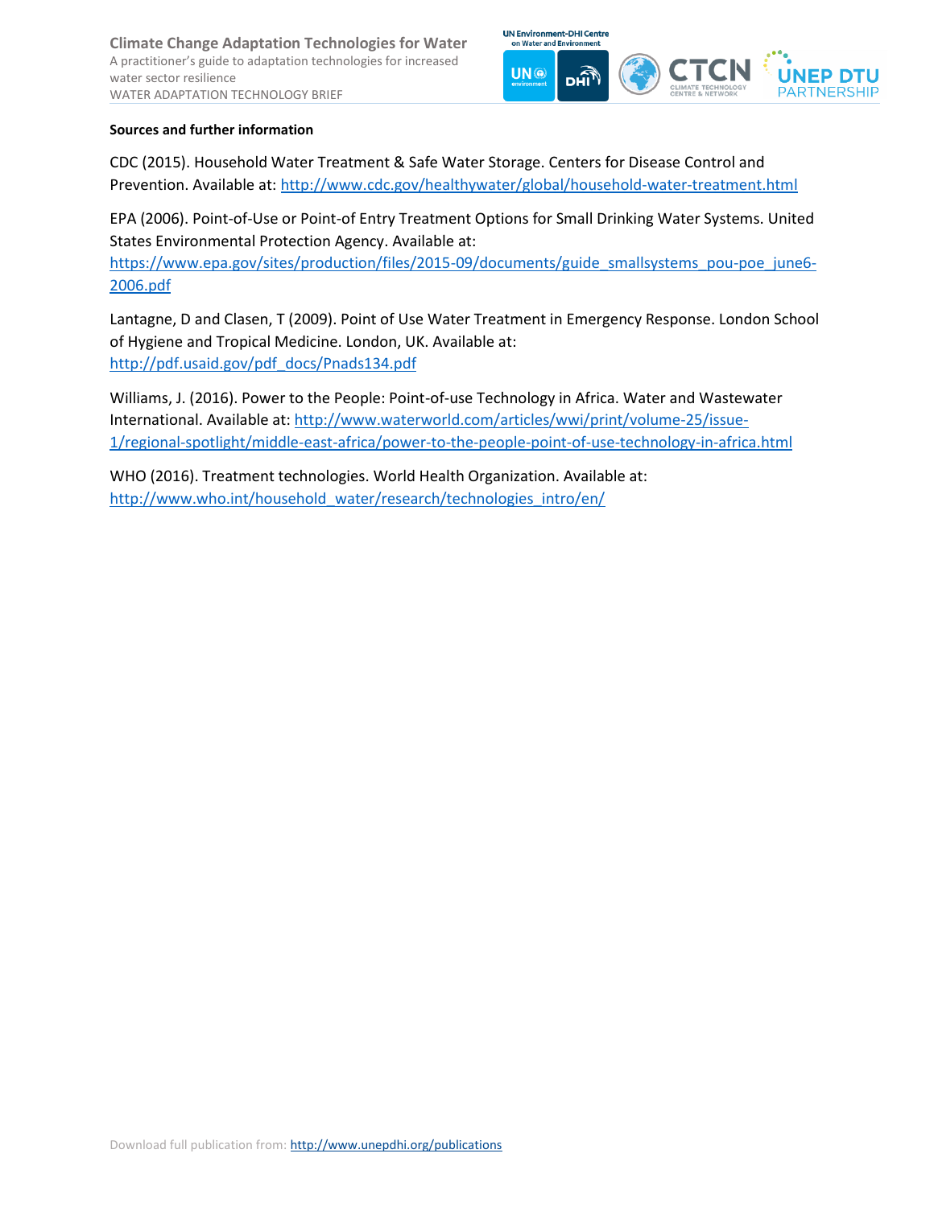**Sources and further information**

CDC (2015). Household Water Treatment & Safe Water Storage. Centers for Disease Control and Prevention. Available at: http://www.cdc.gov/healthywater/global/household-water-treatment.html

EPA (2006). Point-of-Use or Point-of Entry Treatment Options for Small Drinking Water Systems. United States Environmental Protection Agency. Available at: https://www.epa.gov/sites/production/files/2015-09/documents/guide_smallsystems_pou-poe_june6-2006.pdf

Lantagne, D and Clasen, T (2009). Point of Use Water Treatment in Emergency Response. London School of Hygiene and Tropical Medicine. London, UK. Available at: http://pdf.usaid.gov/pdf_docs/Pnads134.pdf

Williams, J. (2016). Power to the People: Point-of-use Technology in Africa. Water and Wastewater International. Available at: http://www.waterworld.com/articles/wwi/print/volume-25/issue-1/regional-spotlight/middle-east-africa/power-to-the-people-point-of-use-technology-in-africa.html

WHO (2016). Treatment technologies. World Health Organization. Available at: http://www.who.int/household_water/research/technologies_intro/en/